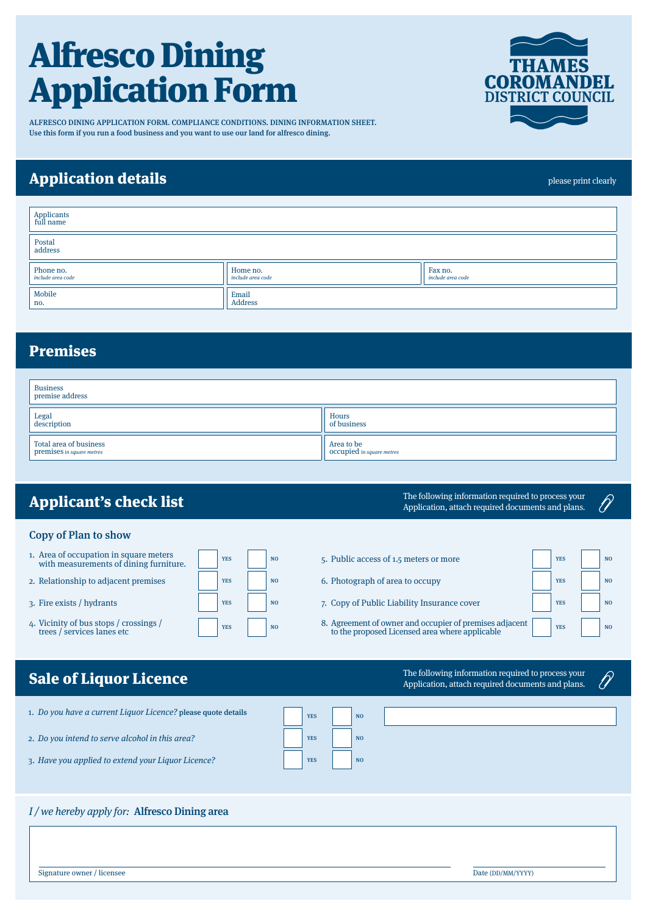# Alfresco Dining Application Form

THAMES COROMANDEL DISTRICT COUNCIL

ALFRESCO DINING APPLICATION FORM. COMPLIANCE CONDITIONS. DINING INFORMATION SHEET.
Use this form if you run a food business and you want to use our land for alfresco dining.

## Application details

please print clearly

| Applicants full name | | |
|---|---|---|
| Postal address | | |
| Phone no. *include area code* | Home no. *include area code* | Fax no. *include area code* |
| Mobile no. | Email Address | |

## Premises

| Business premise address | |
|---|---|
| Legal description | Hours of business |
| Total area of business premises *in square metres* | Area to be occupied *in square metres* |

## Applicant's check list

The following information required to process your Application, attach required documents and plans.

### Copy of Plan to show

| | YES | NO |
|---|---|---|
| 1. Area of occupation in square meters with measurements of dining furniture. | ☐ | ☐ |
| 2. Relationship to adjacent premises | ☐ | ☐ |
| 3. Fire exists / hydrants | ☐ | ☐ |
| 4. Vicinity of bus stops / crossings / trees / services lanes etc | ☐ | ☐ |
| 5. Public access of 1.5 meters or more | ☐ | ☐ |
| 6. Photograph of area to occupy | ☐ | ☐ |
| 7. Copy of Public Liability Insurance cover | ☐ | ☐ |
| 8. Agreement of owner and occupier of premises adjacent to the proposed Licensed area where applicable | ☐ | ☐ |

## Sale of Liquor Licence

The following information required to process your Application, attach required documents and plans.

| | YES | NO | |
|---|---|---|---|
| 1. *Do you have a current Liquor Licence?* please quote details | ☐ | ☐ | |
| 2. *Do you intend to serve alcohol in this area?* | ☐ | ☐ | |
| 3. *Have you applied to extend your Liquor Licence?* | ☐ | ☐ | |

*I / we hereby apply for:* **Alfresco Dining area**

Signature owner / licensee ____________________ Date (DD/MM/YYYY) ____________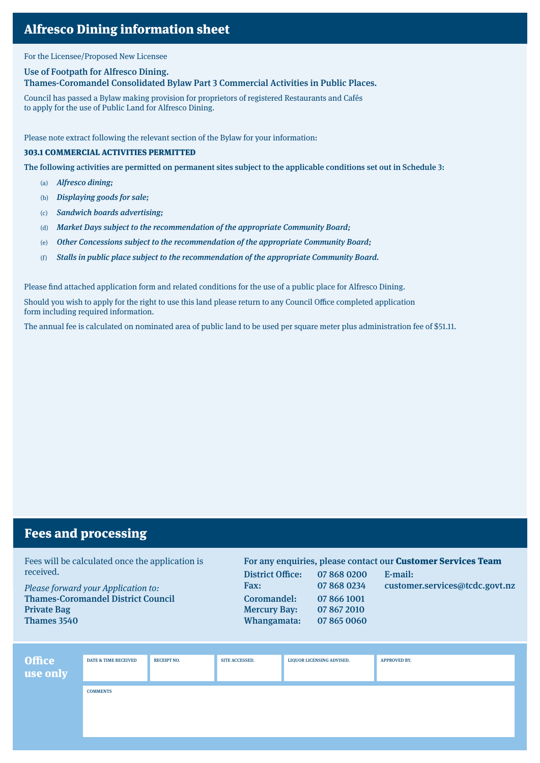## Alfresco Dining information sheet

For the Licensee/Proposed New Licensee

**Use of Footpath for Alfresco Dining.**
**Thames-Coromandel Consolidated Bylaw Part 3 Commercial Activities in Public Places.**

Council has passed a Bylaw making provision for proprietors of registered Restaurants and Cafés to apply for the use of Public Land for Alfresco Dining.

Please note extract following the relevant section of the Bylaw for your information:

**303.1 COMMERCIAL ACTIVITIES PERMITTED**

**The following activities are permitted on permanent sites subject to the applicable conditions set out in Schedule 3:**

(a) ***Alfresco dining;***

(b) ***Displaying goods for sale;***

(c) ***Sandwich boards advertising;***

(d) ***Market Days subject to the recommendation of the appropriate Community Board;***

(e) ***Other Concessions subject to the recommendation of the appropriate Community Board;***

(f) ***Stalls in public place subject to the recommendation of the appropriate Community Board.***

Please find attached application form and related conditions for the use of a public place for Alfresco Dining.

Should you wish to apply for the right to use this land please return to any Council Office completed application form including required information.

The annual fee is calculated on nominated area of public land to be used per square meter plus administration fee of $51.11.

## Fees and processing

Fees will be calculated once the application is received.

*Please forward your Application to:*
**Thames-Coromandel District Council**
**Private Bag**
**Thames 3540**

For any enquiries, please contact our **Customer Services Team**

| | | |
|---|---|---|
| **District Office:** | **07 868 0200** | **E-mail:** |
| **Fax:** | **07 868 0234** | **customer.services@tcdc.govt.nz** |
| **Coromandel:** | **07 866 1001** | |
| **Mercury Bay:** | **07 867 2010** | |
| **Whangamata:** | **07 865 0060** | |

**Office use only**

| DATE & TIME RECEIVED | RECEIPT NO. | SITE ACCESSED. | LIQUOR LICENSING ADVISED. | APPROVED BY. |
|---|---|---|---|---|
| | | | | |

COMMENTS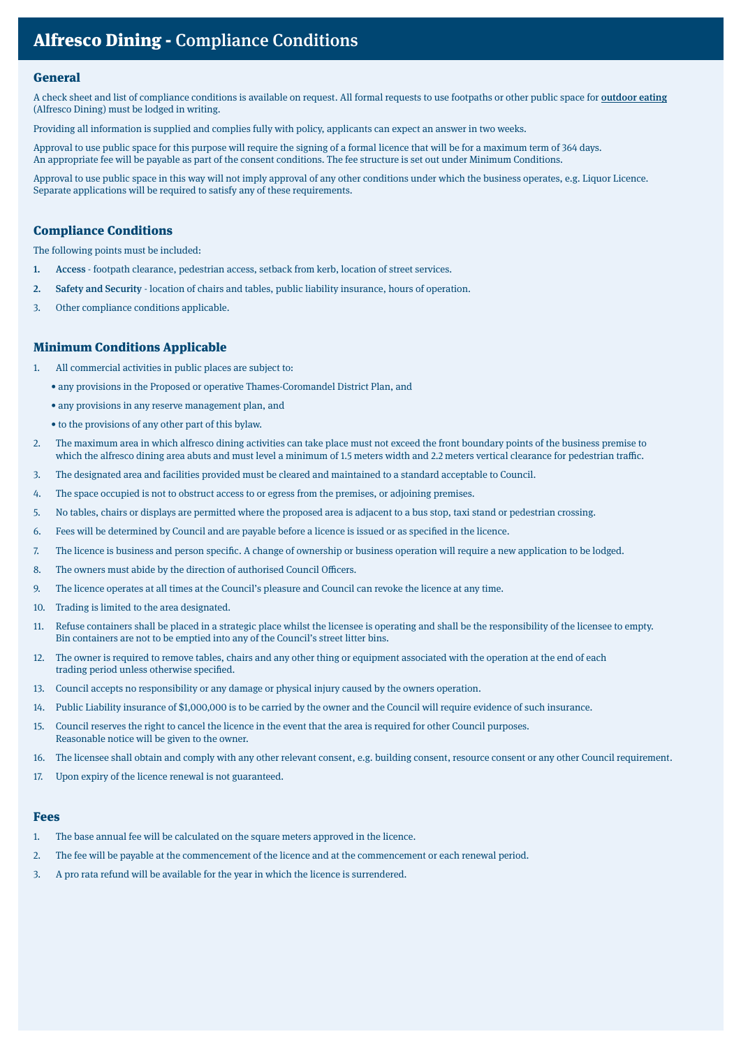# Alfresco Dining - Compliance Conditions

## General

A check sheet and list of compliance conditions is available on request. All formal requests to use footpaths or other public space for **outdoor eating** (Alfresco Dining) must be lodged in writing.

Providing all information is supplied and complies fully with policy, applicants can expect an answer in two weeks.

Approval to use public space for this purpose will require the signing of a formal licence that will be for a maximum term of 364 days. An appropriate fee will be payable as part of the consent conditions. The fee structure is set out under Minimum Conditions.

Approval to use public space in this way will not imply approval of any other conditions under which the business operates, e.g. Liquor Licence. Separate applications will be required to satisfy any of these requirements.

## Compliance Conditions

The following points must be included:

1. **Access** - footpath clearance, pedestrian access, setback from kerb, location of street services.
2. **Safety and Security** - location of chairs and tables, public liability insurance, hours of operation.
3. Other compliance conditions applicable.

## Minimum Conditions Applicable

1. All commercial activities in public places are subject to:
   - any provisions in the Proposed or operative Thames-Coromandel District Plan, and
   - any provisions in any reserve management plan, and
   - to the provisions of any other part of this bylaw.
2. The maximum area in which alfresco dining activities can take place must not exceed the front boundary points of the business premise to which the alfresco dining area abuts and must level a minimum of 1.5 meters width and 2.2 meters vertical clearance for pedestrian traffic.
3. The designated area and facilities provided must be cleared and maintained to a standard acceptable to Council.
4. The space occupied is not to obstruct access to or egress from the premises, or adjoining premises.
5. No tables, chairs or displays are permitted where the proposed area is adjacent to a bus stop, taxi stand or pedestrian crossing.
6. Fees will be determined by Council and are payable before a licence is issued or as specified in the licence.
7. The licence is business and person specific. A change of ownership or business operation will require a new application to be lodged.
8. The owners must abide by the direction of authorised Council Officers.
9. The licence operates at all times at the Council's pleasure and Council can revoke the licence at any time.
10. Trading is limited to the area designated.
11. Refuse containers shall be placed in a strategic place whilst the licensee is operating and shall be the responsibility of the licensee to empty. Bin containers are not to be emptied into any of the Council's street litter bins.
12. The owner is required to remove tables, chairs and any other thing or equipment associated with the operation at the end of each trading period unless otherwise specified.
13. Council accepts no responsibility or any damage or physical injury caused by the owners operation.
14. Public Liability insurance of $1,000,000 is to be carried by the owner and the Council will require evidence of such insurance.
15. Council reserves the right to cancel the licence in the event that the area is required for other Council purposes. Reasonable notice will be given to the owner.
16. The licensee shall obtain and comply with any other relevant consent, e.g. building consent, resource consent or any other Council requirement.
17. Upon expiry of the licence renewal is not guaranteed.

## Fees

1. The base annual fee will be calculated on the square meters approved in the licence.
2. The fee will be payable at the commencement of the licence and at the commencement or each renewal period.
3. A pro rata refund will be available for the year in which the licence is surrendered.